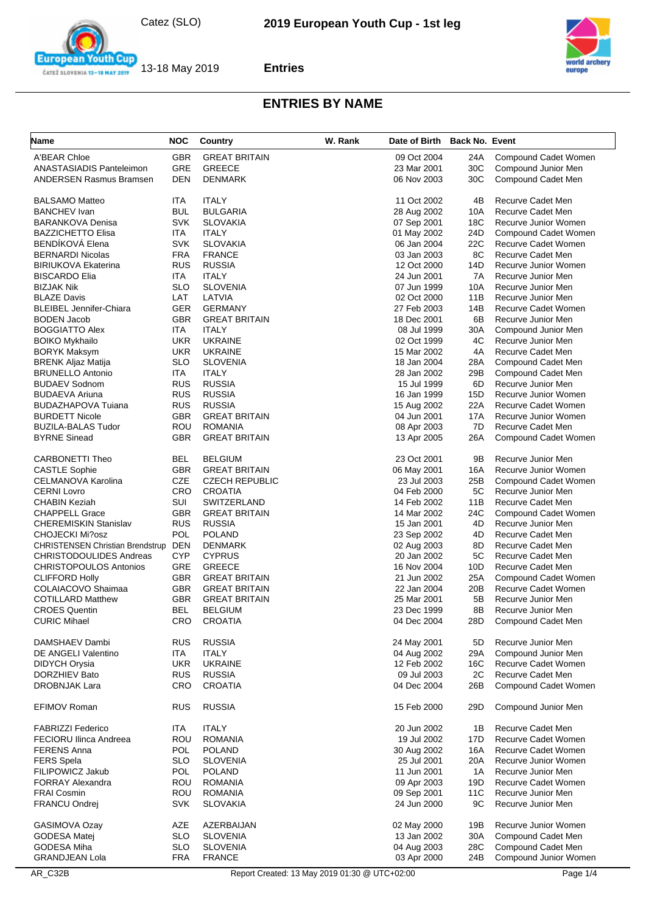Catez (SLO)

# 2019 European Youth Cup - 1st leg

13-18 May 2019

**Entries**

## ENTRIES BY NAME

| Name | NOC | Country | W. Rank | Date of Birth | Back No. | Event |
|---|---|---|---|---|---|---|
| A'BEAR Chloe | GBR | GREAT BRITAIN | | 09 Oct 2004 | 24A | Compound Cadet Women |
| ANASTASIADIS Panteleimon | GRE | GREECE | | 23 Mar 2001 | 30C | Compound Junior Men |
| ANDERSEN Rasmus Bramsen | DEN | DENMARK | | 06 Nov 2003 | 30C | Compound Cadet Men |
| BALSAMO Matteo | ITA | ITALY | | 11 Oct 2002 | 4B | Recurve Cadet Men |
| BANCHEV Ivan | BUL | BULGARIA | | 28 Aug 2002 | 10A | Recurve Cadet Men |
| BARANKOVA Denisa | SVK | SLOVAKIA | | 07 Sep 2001 | 18C | Recurve Junior Women |
| BAZZICHETTO Elisa | ITA | ITALY | | 01 May 2002 | 24D | Compound Cadet Women |
| BENDÍKOVÁ Elena | SVK | SLOVAKIA | | 06 Jan 2004 | 22C | Recurve Cadet Women |
| BERNARDI Nicolas | FRA | FRANCE | | 03 Jan 2003 | 8C | Recurve Cadet Men |
| BIRIUKOVA Ekaterina | RUS | RUSSIA | | 12 Oct 2000 | 14D | Recurve Junior Women |
| BISCARDO Elia | ITA | ITALY | | 24 Jun 2001 | 7A | Recurve Junior Men |
| BIZJAK Nik | SLO | SLOVENIA | | 07 Jun 1999 | 10A | Recurve Junior Men |
| BLAZE Davis | LAT | LATVIA | | 02 Oct 2000 | 11B | Recurve Junior Men |
| BLEIBEL Jennifer-Chiara | GER | GERMANY | | 27 Feb 2003 | 14B | Recurve Cadet Women |
| BODEN Jacob | GBR | GREAT BRITAIN | | 18 Dec 2001 | 6B | Recurve Junior Men |
| BOGGIATTO Alex | ITA | ITALY | | 08 Jul 1999 | 30A | Compound Junior Men |
| BOIKO Mykhailo | UKR | UKRAINE | | 02 Oct 1999 | 4C | Recurve Junior Men |
| BORYK Maksym | UKR | UKRAINE | | 15 Mar 2002 | 4A | Recurve Cadet Men |
| BRENK Aljaz Matija | SLO | SLOVENIA | | 18 Jan 2004 | 28A | Compound Cadet Men |
| BRUNELLO Antonio | ITA | ITALY | | 28 Jan 2002 | 29B | Compound Cadet Men |
| BUDAEV Sodnom | RUS | RUSSIA | | 15 Jul 1999 | 6D | Recurve Junior Men |
| BUDAEVA Ariuna | RUS | RUSSIA | | 16 Jan 1999 | 15D | Recurve Junior Women |
| BUDAZHAPOVA Tuiana | RUS | RUSSIA | | 15 Aug 2002 | 22A | Recurve Cadet Women |
| BURDETT Nicole | GBR | GREAT BRITAIN | | 04 Jun 2001 | 17A | Recurve Junior Women |
| BUZILA-BALAS Tudor | ROU | ROMANIA | | 08 Apr 2003 | 7D | Recurve Cadet Men |
| BYRNE Sinead | GBR | GREAT BRITAIN | | 13 Apr 2005 | 26A | Compound Cadet Women |
| CARBONETTI Theo | BEL | BELGIUM | | 23 Oct 2001 | 9B | Recurve Junior Men |
| CASTLE Sophie | GBR | GREAT BRITAIN | | 06 May 2001 | 16A | Recurve Junior Women |
| CELMANOVA Karolina | CZE | CZECH REPUBLIC | | 23 Jul 2003 | 25B | Compound Cadet Women |
| CERNI Lovro | CRO | CROATIA | | 04 Feb 2000 | 5C | Recurve Junior Men |
| CHABIN Keziah | SUI | SWITZERLAND | | 14 Feb 2002 | 11B | Recurve Cadet Men |
| CHAPPELL Grace | GBR | GREAT BRITAIN | | 14 Mar 2002 | 24C | Compound Cadet Women |
| CHEREMISKIN Stanislav | RUS | RUSSIA | | 15 Jan 2001 | 4D | Recurve Junior Men |
| CHOJECKI Mi?osz | POL | POLAND | | 23 Sep 2002 | 4D | Recurve Cadet Men |
| CHRISTENSEN Christian Brendstrup | DEN | DENMARK | | 02 Aug 2003 | 8D | Recurve Cadet Men |
| CHRISTODOULIDES Andreas | CYP | CYPRUS | | 20 Jan 2002 | 5C | Recurve Cadet Men |
| CHRISTOPOULOS Antonios | GRE | GREECE | | 16 Nov 2004 | 10D | Recurve Cadet Men |
| CLIFFORD Holly | GBR | GREAT BRITAIN | | 21 Jun 2002 | 25A | Compound Cadet Women |
| COLAIACOVO Shaimaa | GBR | GREAT BRITAIN | | 22 Jan 2004 | 20B | Recurve Cadet Women |
| COTILLARD Matthew | GBR | GREAT BRITAIN | | 25 Mar 2001 | 5B | Recurve Junior Men |
| CROES Quentin | BEL | BELGIUM | | 23 Dec 1999 | 8B | Recurve Junior Men |
| CURIC Mihael | CRO | CROATIA | | 04 Dec 2004 | 28D | Compound Cadet Men |
| DAMSHAEV Dambi | RUS | RUSSIA | | 24 May 2001 | 5D | Recurve Junior Men |
| DE ANGELI Valentino | ITA | ITALY | | 04 Aug 2002 | 29A | Compound Junior Men |
| DIDYCH Orysia | UKR | UKRAINE | | 12 Feb 2002 | 16C | Recurve Cadet Women |
| DORZHIEV Bato | RUS | RUSSIA | | 09 Jul 2003 | 2C | Recurve Cadet Men |
| DROBNJAK Lara | CRO | CROATIA | | 04 Dec 2004 | 26B | Compound Cadet Women |
| EFIMOV Roman | RUS | RUSSIA | | 15 Feb 2000 | 29D | Compound Junior Men |
| FABRIZZI Federico | ITA | ITALY | | 20 Jun 2002 | 1B | Recurve Cadet Men |
| FECIORU Ilinca Andreea | ROU | ROMANIA | | 19 Jul 2002 | 17D | Recurve Cadet Women |
| FERENS Anna | POL | POLAND | | 30 Aug 2002 | 16A | Recurve Cadet Women |
| FERS Spela | SLO | SLOVENIA | | 25 Jul 2001 | 20A | Recurve Junior Women |
| FILIPOWICZ Jakub | POL | POLAND | | 11 Jun 2001 | 1A | Recurve Junior Men |
| FORRAY Alexandra | ROU | ROMANIA | | 09 Apr 2003 | 19D | Recurve Cadet Women |
| FRAI Cosmin | ROU | ROMANIA | | 09 Sep 2001 | 11C | Recurve Junior Men |
| FRANCU Ondrej | SVK | SLOVAKIA | | 24 Jun 2000 | 9C | Recurve Junior Men |
| GASIMOVA Ozay | AZE | AZERBAIJAN | | 02 May 2000 | 19B | Recurve Junior Women |
| GODESA Matej | SLO | SLOVENIA | | 13 Jan 2002 | 30A | Compound Cadet Men |
| GODESA Miha | SLO | SLOVENIA | | 04 Aug 2003 | 28C | Compound Cadet Men |
| GRANDJEAN Lola | FRA | FRANCE | | 03 Apr 2000 | 24B | Compound Junior Women |

AR_C32B — Report Created: 13 May 2019 01:30 @ UTC+02:00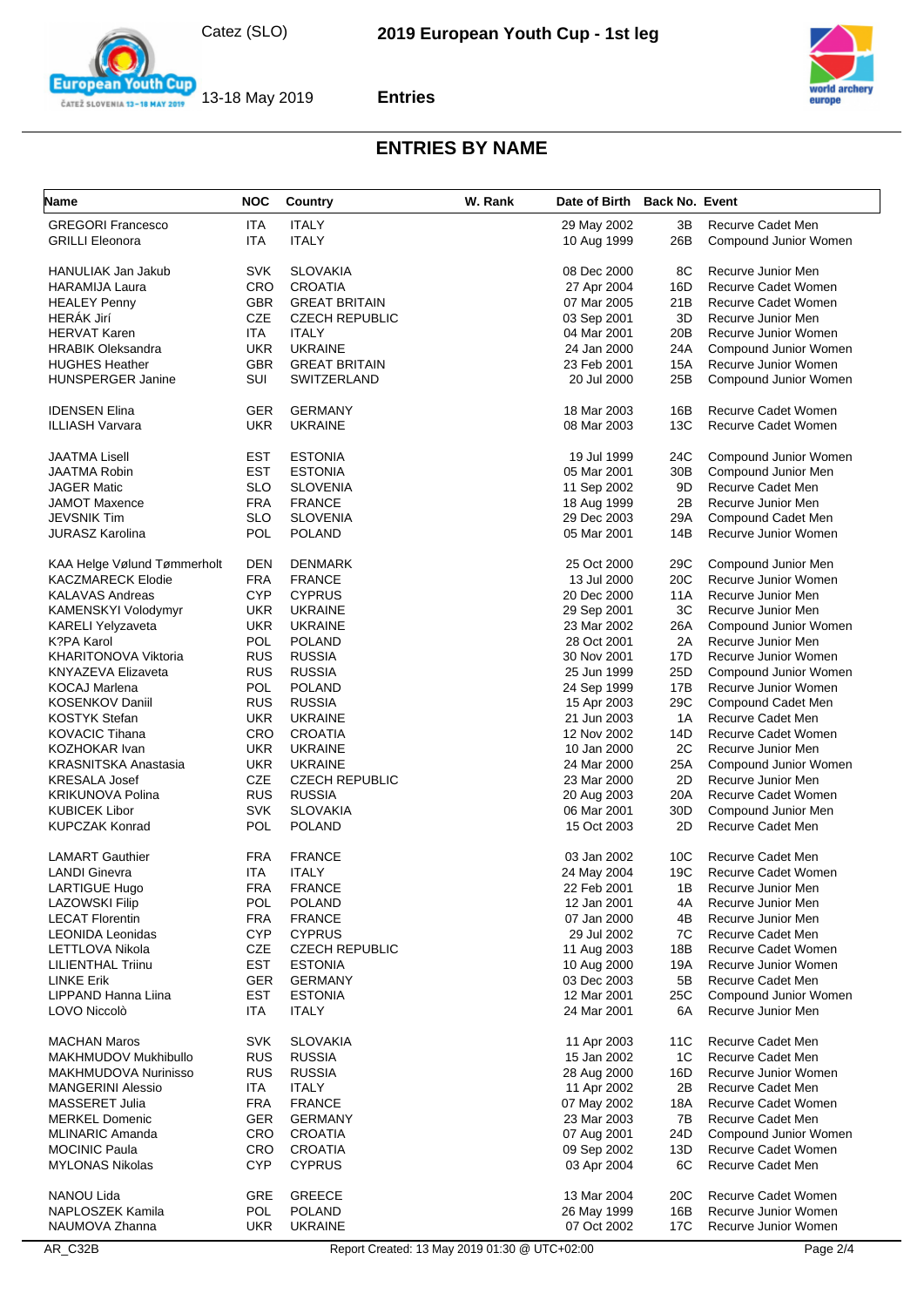## ENTRIES BY NAME

| Name | NOC | Country | W. Rank | Date of Birth | Back No. | Event |
|---|---|---|---|---|---|---|
| GREGORI Francesco | ITA | ITALY | | 29 May 2002 | 3B | Recurve Cadet Men |
| GRILLI Eleonora | ITA | ITALY | | 10 Aug 1999 | 26B | Compound Junior Women |
| HANULIAK Jan Jakub | SVK | SLOVAKIA | | 08 Dec 2000 | 8C | Recurve Junior Men |
| HARAMIJA Laura | CRO | CROATIA | | 27 Apr 2004 | 16D | Recurve Cadet Women |
| HEALEY Penny | GBR | GREAT BRITAIN | | 07 Mar 2005 | 21B | Recurve Cadet Women |
| HERÁK Jiří | CZE | CZECH REPUBLIC | | 03 Sep 2001 | 3D | Recurve Junior Men |
| HERVAT Karen | ITA | ITALY | | 04 Mar 2001 | 20B | Recurve Junior Women |
| HRABIK Oleksandra | UKR | UKRAINE | | 24 Jan 2000 | 24A | Compound Junior Women |
| HUGHES Heather | GBR | GREAT BRITAIN | | 23 Feb 2001 | 15A | Recurve Junior Women |
| HUNSPERGER Janine | SUI | SWITZERLAND | | 20 Jul 2000 | 25B | Compound Junior Women |
| IDENSEN Elina | GER | GERMANY | | 18 Mar 2003 | 16B | Recurve Cadet Women |
| ILLIASH Varvara | UKR | UKRAINE | | 08 Mar 2003 | 13C | Recurve Cadet Women |
| JAATMA Lisell | EST | ESTONIA | | 19 Jul 1999 | 24C | Compound Junior Women |
| JAATMA Robin | EST | ESTONIA | | 05 Mar 2001 | 30B | Compound Junior Men |
| JAGER Matic | SLO | SLOVENIA | | 11 Sep 2002 | 9D | Recurve Cadet Men |
| JAMOT Maxence | FRA | FRANCE | | 18 Aug 1999 | 2B | Recurve Junior Men |
| JEVSNIK Tim | SLO | SLOVENIA | | 29 Dec 2003 | 29A | Compound Cadet Men |
| JURASZ Karolina | POL | POLAND | | 05 Mar 2001 | 14B | Recurve Junior Women |
| KAA Helge Vølund Tømmerholt | DEN | DENMARK | | 25 Oct 2000 | 29C | Compound Junior Men |
| KACZMARECK Elodie | FRA | FRANCE | | 13 Jul 2000 | 20C | Recurve Junior Women |
| KALAVAS Andreas | CYP | CYPRUS | | 20 Dec 2000 | 11A | Recurve Junior Men |
| KAMENSKYI Volodymyr | UKR | UKRAINE | | 29 Sep 2001 | 3C | Recurve Junior Men |
| KARELI Yelyzaveta | UKR | UKRAINE | | 23 Mar 2002 | 26A | Compound Junior Women |
| K?PA Karol | POL | POLAND | | 28 Oct 2001 | 2A | Recurve Junior Men |
| KHARITONOVA Viktoria | RUS | RUSSIA | | 30 Nov 2001 | 17D | Recurve Junior Women |
| KNYAZEVA Elizaveta | RUS | RUSSIA | | 25 Jun 1999 | 25D | Compound Junior Women |
| KOCAJ Marlena | POL | POLAND | | 24 Sep 1999 | 17B | Recurve Junior Women |
| KOSENKOV Daniil | RUS | RUSSIA | | 15 Apr 2003 | 29C | Compound Cadet Men |
| KOSTYK Stefan | UKR | UKRAINE | | 21 Jun 2003 | 1A | Recurve Cadet Men |
| KOVACIC Tihana | CRO | CROATIA | | 12 Nov 2002 | 14D | Recurve Cadet Women |
| KOZHOKAR Ivan | UKR | UKRAINE | | 10 Jan 2000 | 2C | Recurve Junior Men |
| KRASNITSKA Anastasia | UKR | UKRAINE | | 24 Mar 2000 | 25A | Compound Junior Women |
| KRESALA Josef | CZE | CZECH REPUBLIC | | 23 Mar 2000 | 2D | Recurve Junior Men |
| KRIKUNOVA Polina | RUS | RUSSIA | | 20 Aug 2003 | 20A | Recurve Cadet Women |
| KUBICEK Libor | SVK | SLOVAKIA | | 06 Mar 2001 | 30D | Compound Junior Men |
| KUPCZAK Konrad | POL | POLAND | | 15 Oct 2003 | 2D | Recurve Cadet Men |
| LAMART Gauthier | FRA | FRANCE | | 03 Jan 2002 | 10C | Recurve Cadet Men |
| LANDI Ginevra | ITA | ITALY | | 24 May 2004 | 19C | Recurve Cadet Women |
| LARTIGUE Hugo | FRA | FRANCE | | 22 Feb 2001 | 1B | Recurve Junior Men |
| LAZOWSKI Filip | POL | POLAND | | 12 Jan 2001 | 4A | Recurve Junior Men |
| LECAT Florentin | FRA | FRANCE | | 07 Jan 2000 | 4B | Recurve Junior Men |
| LEONIDA Leonidas | CYP | CYPRUS | | 29 Jul 2002 | 7C | Recurve Cadet Men |
| LETTLOVA Nikola | CZE | CZECH REPUBLIC | | 11 Aug 2003 | 18B | Recurve Cadet Women |
| LILIENTHAL Triinu | EST | ESTONIA | | 10 Aug 2000 | 19A | Recurve Junior Women |
| LINKE Erik | GER | GERMANY | | 03 Dec 2003 | 5B | Recurve Cadet Men |
| LIPPAND Hanna Liina | EST | ESTONIA | | 12 Mar 2001 | 25C | Compound Junior Women |
| LOVO Niccolò | ITA | ITALY | | 24 Mar 2001 | 6A | Recurve Junior Men |
| MACHAN Maros | SVK | SLOVAKIA | | 11 Apr 2003 | 11C | Recurve Cadet Men |
| MAKHMUDOV Mukhibullo | RUS | RUSSIA | | 15 Jan 2002 | 1C | Recurve Cadet Men |
| MAKHMUDOVA Nurinisso | RUS | RUSSIA | | 28 Aug 2000 | 16D | Recurve Junior Women |
| MANGERINI Alessio | ITA | ITALY | | 11 Apr 2002 | 2B | Recurve Cadet Men |
| MASSERET Julia | FRA | FRANCE | | 07 May 2002 | 18A | Recurve Cadet Women |
| MERKEL Domenic | GER | GERMANY | | 23 Mar 2003 | 7B | Recurve Cadet Men |
| MLINARIC Amanda | CRO | CROATIA | | 07 Aug 2001 | 24D | Compound Junior Women |
| MOCINIC Paula | CRO | CROATIA | | 09 Sep 2002 | 13D | Recurve Cadet Women |
| MYLONAS Nikolas | CYP | CYPRUS | | 03 Apr 2004 | 6C | Recurve Cadet Men |
| NANOU Lida | GRE | GREECE | | 13 Mar 2004 | 20C | Recurve Cadet Women |
| NAPLOSZEK Kamila | POL | POLAND | | 26 May 1999 | 16B | Recurve Junior Women |
| NAUMOVA Zhanna | UKR | UKRAINE | | 07 Oct 2002 | 17C | Recurve Junior Women |

AR_C32B    Report Created: 13 May 2019 01:30 @ UTC+02:00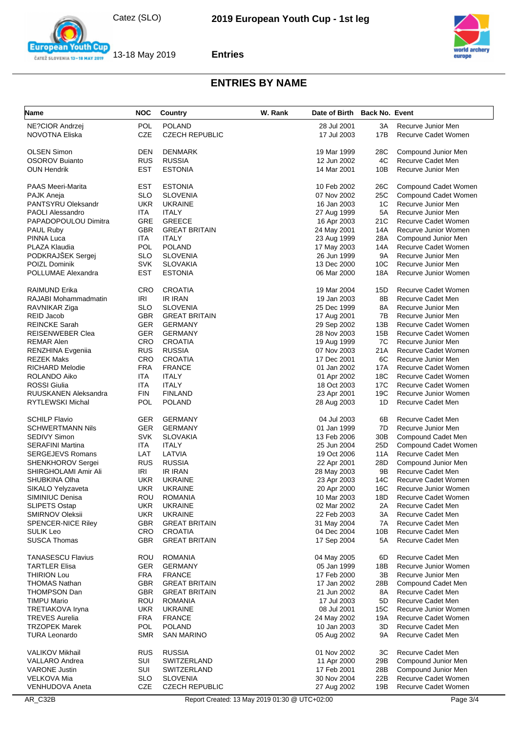Catez (SLO)

**2019 European Youth Cup - 1st leg**

13-18 May 2019

**Entries**

## ENTRIES BY NAME

| Name | NOC | Country | W. Rank | Date of Birth | Back No. | Event |
|---|---|---|---|---|---|---|
| NE?CIOR Andrzej | POL | POLAND | | 28 Jul 2001 | 3A | Recurve Junior Men |
| NOVOTNA Eliska | CZE | CZECH REPUBLIC | | 17 Jul 2003 | 17B | Recurve Cadet Women |
| OLSEN Simon | DEN | DENMARK | | 19 Mar 1999 | 28C | Compound Junior Men |
| OSOROV Buianto | RUS | RUSSIA | | 12 Jun 2002 | 4C | Recurve Cadet Men |
| OUN Hendrik | EST | ESTONIA | | 14 Mar 2001 | 10B | Recurve Junior Men |
| PAAS Meeri-Marita | EST | ESTONIA | | 10 Feb 2002 | 26C | Compound Cadet Women |
| PAJK Aneja | SLO | SLOVENIA | | 07 Nov 2002 | 25C | Compound Cadet Women |
| PANTSYRU Oleksandr | UKR | UKRAINE | | 16 Jan 2003 | 1C | Recurve Junior Men |
| PAOLI Alessandro | ITA | ITALY | | 27 Aug 1999 | 5A | Recurve Junior Men |
| PAPADOPOULOU Dimitra | GRE | GREECE | | 16 Apr 2003 | 21C | Recurve Cadet Women |
| PAUL Ruby | GBR | GREAT BRITAIN | | 24 May 2001 | 14A | Recurve Junior Women |
| PINNA Luca | ITA | ITALY | | 23 Aug 1999 | 28A | Compound Junior Men |
| PLAZA Klaudia | POL | POLAND | | 17 May 2003 | 14A | Recurve Cadet Women |
| PODKRAJŠEK Sergej | SLO | SLOVENIA | | 26 Jun 1999 | 9A | Recurve Junior Men |
| POIZL Dominik | SVK | SLOVAKIA | | 13 Dec 2000 | 10C | Recurve Junior Men |
| POLLUMAE Alexandra | EST | ESTONIA | | 06 Mar 2000 | 18A | Recurve Junior Women |
| RAIMUND Erika | CRO | CROATIA | | 19 Mar 2004 | 15D | Recurve Cadet Women |
| RAJABI Mohammadmatin | IRI | IR IRAN | | 19 Jan 2003 | 8B | Recurve Cadet Men |
| RAVNIKAR Ziga | SLO | SLOVENIA | | 25 Dec 1999 | 8A | Recurve Junior Men |
| REID Jacob | GBR | GREAT BRITAIN | | 17 Aug 2001 | 7B | Recurve Junior Men |
| REINCKE Sarah | GER | GERMANY | | 29 Sep 2002 | 13B | Recurve Cadet Women |
| REISENWEBER Clea | GER | GERMANY | | 28 Nov 2003 | 15B | Recurve Cadet Women |
| REMAR Alen | CRO | CROATIA | | 19 Aug 1999 | 7C | Recurve Junior Men |
| RENZHINA Evgeniia | RUS | RUSSIA | | 07 Nov 2003 | 21A | Recurve Cadet Women |
| REZEK Maks | CRO | CROATIA | | 17 Dec 2001 | 6C | Recurve Junior Men |
| RICHARD Melodie | FRA | FRANCE | | 01 Jan 2002 | 17A | Recurve Cadet Women |
| ROLANDO Aiko | ITA | ITALY | | 01 Apr 2002 | 18C | Recurve Cadet Women |
| ROSSI Giulia | ITA | ITALY | | 18 Oct 2003 | 17C | Recurve Cadet Women |
| RUUSKANEN Aleksandra | FIN | FINLAND | | 23 Apr 2001 | 19C | Recurve Junior Women |
| RYTLEWSKI Michal | POL | POLAND | | 28 Aug 2003 | 1D | Recurve Cadet Men |
| SCHILP Flavio | GER | GERMANY | | 04 Jul 2003 | 6B | Recurve Cadet Men |
| SCHWERTMANN Nils | GER | GERMANY | | 01 Jan 1999 | 7D | Recurve Junior Men |
| SEDIVY Simon | SVK | SLOVAKIA | | 13 Feb 2006 | 30B | Compound Cadet Men |
| SERAFINI Martina | ITA | ITALY | | 25 Jun 2004 | 25D | Compound Cadet Women |
| SERGEJEVS Romans | LAT | LATVIA | | 19 Oct 2006 | 11A | Recurve Cadet Men |
| SHENKHOROV Sergei | RUS | RUSSIA | | 22 Apr 2001 | 28D | Compound Junior Men |
| SHIRGHOLAMI Amir Ali | IRI | IR IRAN | | 28 May 2003 | 9B | Recurve Cadet Men |
| SHUBKINA Olha | UKR | UKRAINE | | 23 Apr 2003 | 14C | Recurve Cadet Women |
| SIKALO Yelyzaveta | UKR | UKRAINE | | 20 Apr 2000 | 16C | Recurve Junior Women |
| SIMINIUC Denisa | ROU | ROMANIA | | 10 Mar 2003 | 18D | Recurve Cadet Women |
| SLIPETS Ostap | UKR | UKRAINE | | 02 Mar 2002 | 2A | Recurve Cadet Men |
| SMIRNOV Oleksii | UKR | UKRAINE | | 22 Feb 2003 | 3A | Recurve Cadet Men |
| SPENCER-NICE Riley | GBR | GREAT BRITAIN | | 31 May 2004 | 7A | Recurve Cadet Men |
| SULIK Leo | CRO | CROATIA | | 04 Dec 2004 | 10B | Recurve Cadet Men |
| SUSCA Thomas | GBR | GREAT BRITAIN | | 17 Sep 2004 | 5A | Recurve Cadet Men |
| TANASESCU Flavius | ROU | ROMANIA | | 04 May 2005 | 6D | Recurve Cadet Men |
| TARTLER Elisa | GER | GERMANY | | 05 Jan 1999 | 18B | Recurve Junior Women |
| THIRION Lou | FRA | FRANCE | | 17 Feb 2000 | 3B | Recurve Junior Men |
| THOMAS Nathan | GBR | GREAT BRITAIN | | 17 Jan 2002 | 28B | Compound Cadet Men |
| THOMPSON Dan | GBR | GREAT BRITAIN | | 21 Jun 2002 | 8A | Recurve Cadet Men |
| TIMPU Mario | ROU | ROMANIA | | 17 Jul 2003 | 5D | Recurve Cadet Men |
| TRETIAKOVA Iryna | UKR | UKRAINE | | 08 Jul 2001 | 15C | Recurve Junior Women |
| TREVES Aurelia | FRA | FRANCE | | 24 May 2002 | 19A | Recurve Cadet Women |
| TRZOPEK Marek | POL | POLAND | | 10 Jan 2003 | 3D | Recurve Cadet Men |
| TURA Leonardo | SMR | SAN MARINO | | 05 Aug 2002 | 9A | Recurve Cadet Men |
| VALIKOV Mikhail | RUS | RUSSIA | | 01 Nov 2002 | 3C | Recurve Cadet Men |
| VALLARO Andrea | SUI | SWITZERLAND | | 11 Apr 2000 | 29B | Compound Junior Men |
| VARONE Justin | SUI | SWITZERLAND | | 17 Feb 2001 | 28B | Compound Junior Men |
| VELKOVA Mia | SLO | SLOVENIA | | 30 Nov 2004 | 22B | Recurve Cadet Women |
| VENHUDOVA Aneta | CZE | CZECH REPUBLIC | | 27 Aug 2002 | 19B | Recurve Cadet Women |

AR_C32B

Report Created: 13 May 2019 01:30 @ UTC+02:00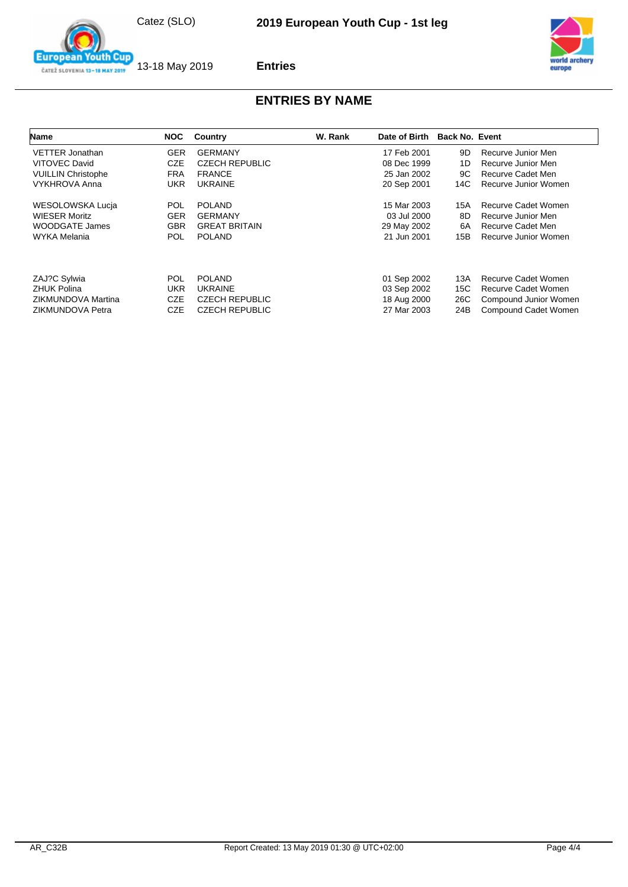# ENTRIES BY NAME

| Name | NOC | Country | W. Rank | Date of Birth | Back No. | Event |
|---|---|---|---|---|---|---|
| VETTER Jonathan | GER | GERMANY | | 17 Feb 2001 | 9D | Recurve Junior Men |
| VITOVEC David | CZE | CZECH REPUBLIC | | 08 Dec 1999 | 1D | Recurve Junior Men |
| VUILLIN Christophe | FRA | FRANCE | | 25 Jan 2002 | 9C | Recurve Cadet Men |
| VYKHROVA Anna | UKR | UKRAINE | | 20 Sep 2001 | 14C | Recurve Junior Women |
| WESOLOWSKA Lucja | POL | POLAND | | 15 Mar 2003 | 15A | Recurve Cadet Women |
| WIESER Moritz | GER | GERMANY | | 03 Jul 2000 | 8D | Recurve Junior Men |
| WOODGATE James | GBR | GREAT BRITAIN | | 29 May 2002 | 6A | Recurve Cadet Men |
| WYKA Melania | POL | POLAND | | 21 Jun 2001 | 15B | Recurve Junior Women |
| ZAJ?C Sylwia | POL | POLAND | | 01 Sep 2002 | 13A | Recurve Cadet Women |
| ZHUK Polina | UKR | UKRAINE | | 03 Sep 2002 | 15C | Recurve Cadet Women |
| ZIKMUNDOVA Martina | CZE | CZECH REPUBLIC | | 18 Aug 2000 | 26C | Compound Junior Women |
| ZIKMUNDOVA Petra | CZE | CZECH REPUBLIC | | 27 Mar 2003 | 24B | Compound Cadet Women |